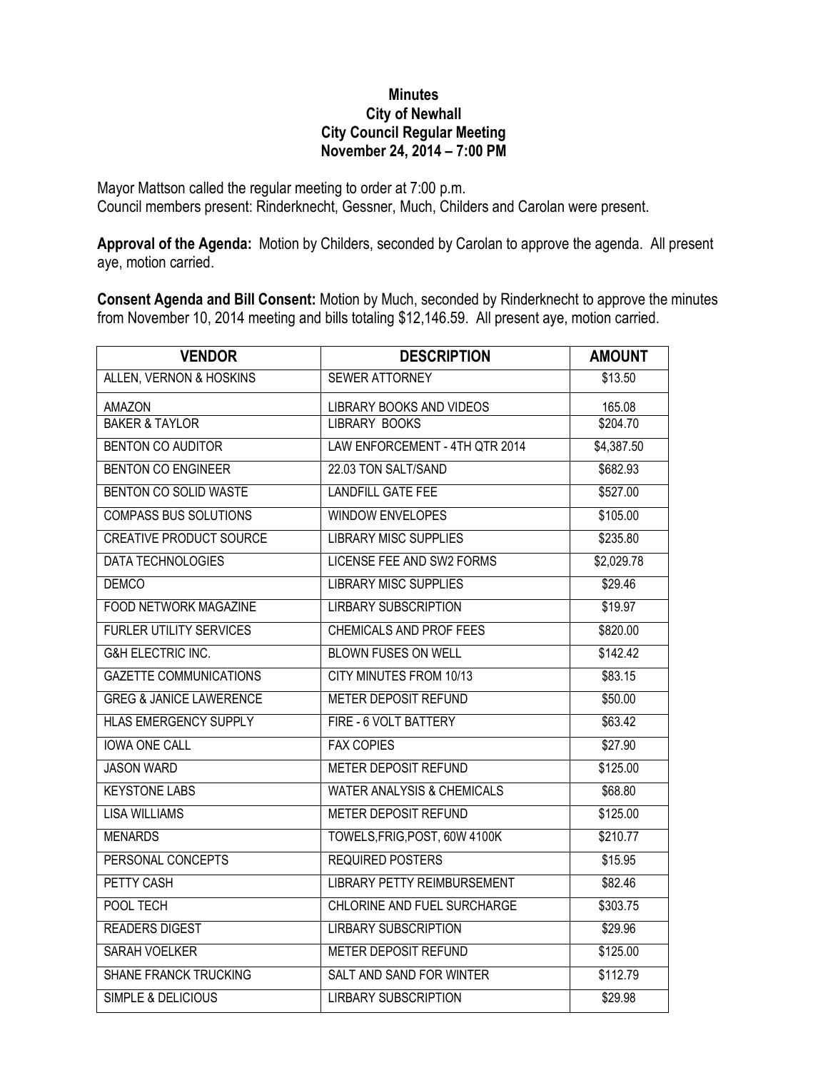**Minutes**
**City of Newhall**
**City Council Regular Meeting**
**November 24, 2014 – 7:00 PM**

Mayor Mattson called the regular meeting to order at 7:00 p.m.
Council members present: Rinderknecht, Gessner, Much, Childers and Carolan were present.

**Approval of the Agenda:** Motion by Childers, seconded by Carolan to approve the agenda. All present aye, motion carried.

**Consent Agenda and Bill Consent:** Motion by Much, seconded by Rinderknecht to approve the minutes from November 10, 2014 meeting and bills totaling $12,146.59. All present aye, motion carried.

| VENDOR | DESCRIPTION | AMOUNT |
|---|---|---|
| ALLEN, VERNON & HOSKINS | SEWER ATTORNEY | $13.50 |
| AMAZON | LIBRARY BOOKS AND VIDEOS | 165.08 |
| BAKER & TAYLOR | LIBRARY BOOKS | $204.70 |
| BENTON CO AUDITOR | LAW ENFORCEMENT - 4TH QTR 2014 | $4,387.50 |
| BENTON CO ENGINEER | 22.03 TON SALT/SAND | $682.93 |
| BENTON CO SOLID WASTE | LANDFILL GATE FEE | $527.00 |
| COMPASS BUS SOLUTIONS | WINDOW ENVELOPES | $105.00 |
| CREATIVE PRODUCT SOURCE | LIBRARY MISC SUPPLIES | $235.80 |
| DATA TECHNOLOGIES | LICENSE FEE AND SW2 FORMS | $2,029.78 |
| DEMCO | LIBRARY MISC SUPPLIES | $29.46 |
| FOOD NETWORK MAGAZINE | LIRBARY SUBSCRIPTION | $19.97 |
| FURLER UTILITY SERVICES | CHEMICALS AND PROF FEES | $820.00 |
| G&H ELECTRIC INC. | BLOWN FUSES ON WELL | $142.42 |
| GAZETTE COMMUNICATIONS | CITY MINUTES FROM 10/13 | $83.15 |
| GREG & JANICE LAWERENCE | METER DEPOSIT REFUND | $50.00 |
| HLAS EMERGENCY SUPPLY | FIRE - 6 VOLT BATTERY | $63.42 |
| IOWA ONE CALL | FAX COPIES | $27.90 |
| JASON WARD | METER DEPOSIT REFUND | $125.00 |
| KEYSTONE LABS | WATER ANALYSIS & CHEMICALS | $68.80 |
| LISA WILLIAMS | METER DEPOSIT REFUND | $125.00 |
| MENARDS | TOWELS,FRIG,POST, 60W 4100K | $210.77 |
| PERSONAL CONCEPTS | REQUIRED POSTERS | $15.95 |
| PETTY CASH | LIBRARY PETTY REIMBURSEMENT | $82.46 |
| POOL TECH | CHLORINE AND FUEL SURCHARGE | $303.75 |
| READERS DIGEST | LIRBARY SUBSCRIPTION | $29.96 |
| SARAH VOELKER | METER DEPOSIT REFUND | $125.00 |
| SHANE FRANCK TRUCKING | SALT AND SAND FOR WINTER | $112.79 |
| SIMPLE & DELICIOUS | LIRBARY SUBSCRIPTION | $29.98 |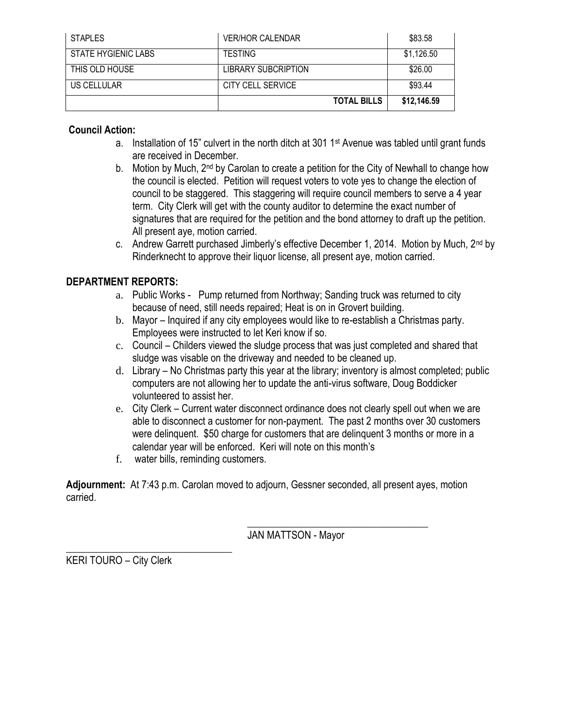| | | |
|---|---|---|
| STAPLES | VER/HOR CALENDAR | \$83.58 |
| STATE HYGIENIC LABS | TESTING | \$1,126.50 |
| THIS OLD HOUSE | LIBRARY SUBCRIPTION | \$26.00 |
| US CELLULAR | CITY CELL SERVICE | \$93.44 |
| | **TOTAL BILLS** | **\$12,146.59** |

**Council Action:**

a. Installation of 15" culvert in the north ditch at 301 1st Avenue was tabled until grant funds are received in December.
b. Motion by Much, 2nd by Carolan to create a petition for the City of Newhall to change how the council is elected. Petition will request voters to vote yes to change the election of council to be staggered. This staggering will require council members to serve a 4 year term. City Clerk will get with the county auditor to determine the exact number of signatures that are required for the petition and the bond attorney to draft up the petition. All present aye, motion carried.
c. Andrew Garrett purchased Jimberly's effective December 1, 2014. Motion by Much, 2nd by Rinderknecht to approve their liquor license, all present aye, motion carried.

**DEPARTMENT REPORTS:**

a. Public Works - Pump returned from Northway; Sanding truck was returned to city because of need, still needs repaired; Heat is on in Grovert building.
b. Mayor – Inquired if any city employees would like to re-establish a Christmas party. Employees were instructed to let Keri know if so.
c. Council – Childers viewed the sludge process that was just completed and shared that sludge was visable on the driveway and needed to be cleaned up.
d. Library – No Christmas party this year at the library; inventory is almost completed; public computers are not allowing her to update the anti-virus software, Doug Boddicker volunteered to assist her.
e. City Clerk – Current water disconnect ordinance does not clearly spell out when we are able to disconnect a customer for non-payment. The past 2 months over 30 customers were delinquent. \$50 charge for customers that are delinquent 3 months or more in a calendar year will be enforced. Keri will note on this month's
f. water bills, reminding customers.

**Adjournment:** At 7:43 p.m. Carolan moved to adjourn, Gessner seconded, all present ayes, motion carried.

\_\_\_\_\_\_\_\_\_\_\_\_\_\_\_\_\_\_\_\_\_\_\_\_\_\_\_\_\_\_\_\_\_\_\_

JAN MATTSON - Mayor

\_\_\_\_\_\_\_\_\_\_\_\_\_\_\_\_\_\_\_\_\_\_\_\_\_\_\_\_\_\_\_\_\_\_\_

KERI TOURO – City Clerk